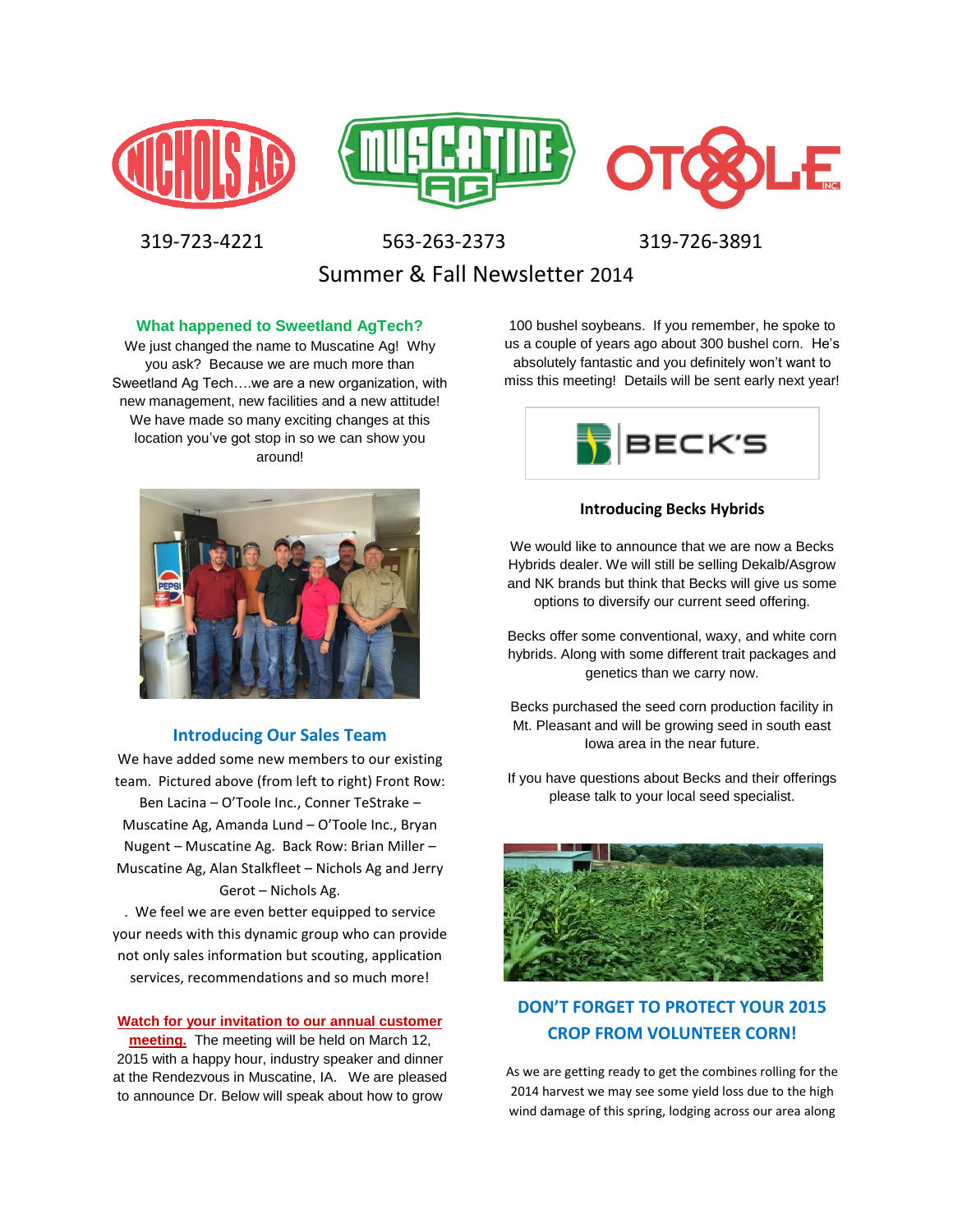NICHOLS AG MUSCATINE AG O'TOOLE INC.

319-723-4221 563-263-2373 319-726-3891

# Summer & Fall Newsletter 2014

### What happened to Sweetland AgTech?

We just changed the name to Muscatine Ag! Why you ask? Because we are much more than Sweetland Ag Tech….we are a new organization, with new management, new facilities and a new attitude! We have made so many exciting changes at this location you've got stop in so we can show you around!

### Introducing Our Sales Team

We have added some new members to our existing team. Pictured above (from left to right) Front Row: Ben Lacina – O'Toole Inc., Conner TeStrake – Muscatine Ag, Amanda Lund – O'Toole Inc., Bryan Nugent – Muscatine Ag. Back Row: Brian Miller – Muscatine Ag, Alan Stalkfleet – Nichols Ag and Jerry Gerot – Nichols Ag.

. We feel we are even better equipped to service your needs with this dynamic group who can provide not only sales information but scouting, application services, recommendations and so much more!

**Watch for your invitation to our annual customer meeting.** The meeting will be held on March 12, 2015 with a happy hour, industry speaker and dinner at the Rendezvous in Muscatine, IA. We are pleased to announce Dr. Below will speak about how to grow 100 bushel soybeans. If you remember, he spoke to us a couple of years ago about 300 bushel corn. He's absolutely fantastic and you definitely won't want to miss this meeting! Details will be sent early next year!

BECK'S

### Introducing Becks Hybrids

We would like to announce that we are now a Becks Hybrids dealer. We will still be selling Dekalb/Asgrow and NK brands but think that Becks will give us some options to diversify our current seed offering.

Becks offer some conventional, waxy, and white corn hybrids. Along with some different trait packages and genetics than we carry now.

Becks purchased the seed corn production facility in Mt. Pleasant and will be growing seed in south east Iowa area in the near future.

If you have questions about Becks and their offerings please talk to your local seed specialist.

### DON'T FORGET TO PROTECT YOUR 2015 CROP FROM VOLUNTEER CORN!

As we are getting ready to get the combines rolling for the 2014 harvest we may see some yield loss due to the high wind damage of this spring, lodging across our area along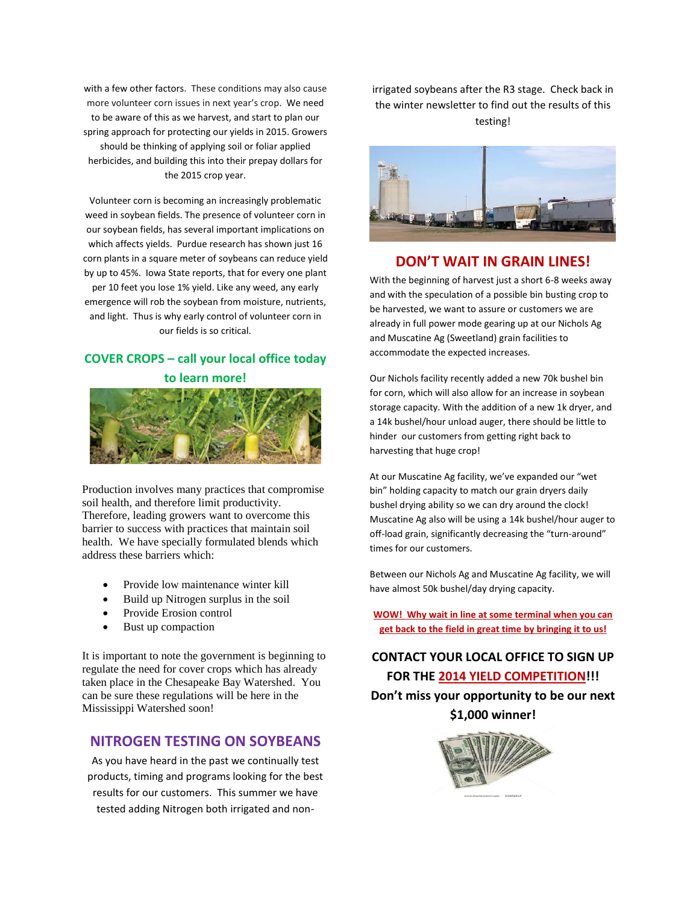with a few other factors. These conditions may also cause more volunteer corn issues in next year's crop. We need to be aware of this as we harvest, and start to plan our spring approach for protecting our yields in 2015. Growers should be thinking of applying soil or foliar applied herbicides, and building this into their prepay dollars for the 2015 crop year.

Volunteer corn is becoming an increasingly problematic weed in soybean fields. The presence of volunteer corn in our soybean fields, has several important implications on which affects yields. Purdue research has shown just 16 corn plants in a square meter of soybeans can reduce yield by up to 45%. Iowa State reports, that for every one plant per 10 feet you lose 1% yield. Like any weed, any early emergence will rob the soybean from moisture, nutrients, and light. Thus is why early control of volunteer corn in our fields is so critical.

## COVER CROPS – call your local office today to learn more!

Production involves many practices that compromise soil health, and therefore limit productivity. Therefore, leading growers want to overcome this barrier to success with practices that maintain soil health. We have specially formulated blends which address these barriers which:

- Provide low maintenance winter kill
- Build up Nitrogen surplus in the soil
- Provide Erosion control
- Bust up compaction

It is important to note the government is beginning to regulate the need for cover crops which has already taken place in the Chesapeake Bay Watershed. You can be sure these regulations will be here in the Mississippi Watershed soon!

## NITROGEN TESTING ON SOYBEANS

As you have heard in the past we continually test products, timing and programs looking for the best results for our customers. This summer we have tested adding Nitrogen both irrigated and non-irrigated soybeans after the R3 stage. Check back in the winter newsletter to find out the results of this testing!

## DON'T WAIT IN GRAIN LINES!

With the beginning of harvest just a short 6-8 weeks away and with the speculation of a possible bin busting crop to be harvested, we want to assure or customers we are already in full power mode gearing up at our Nichols Ag and Muscatine Ag (Sweetland) grain facilities to accommodate the expected increases.

Our Nichols facility recently added a new 70k bushel bin for corn, which will also allow for an increase in soybean storage capacity. With the addition of a new 1k dryer, and a 14k bushel/hour unload auger, there should be little to hinder our customers from getting right back to harvesting that huge crop!

At our Muscatine Ag facility, we've expanded our "wet bin" holding capacity to match our grain dryers daily bushel drying ability so we can dry around the clock! Muscatine Ag also will be using a 14k bushel/hour auger to off-load grain, significantly decreasing the "turn-around" times for our customers.

Between our Nichols Ag and Muscatine Ag facility, we will have almost 50k bushel/day drying capacity.

**WOW! Why wait in line at some terminal when you can get back to the field in great time by bringing it to us!**

**CONTACT YOUR LOCAL OFFICE TO SIGN UP FOR THE 2014 YIELD COMPETITION!!! Don't miss your opportunity to be our next $1,000 winner!**